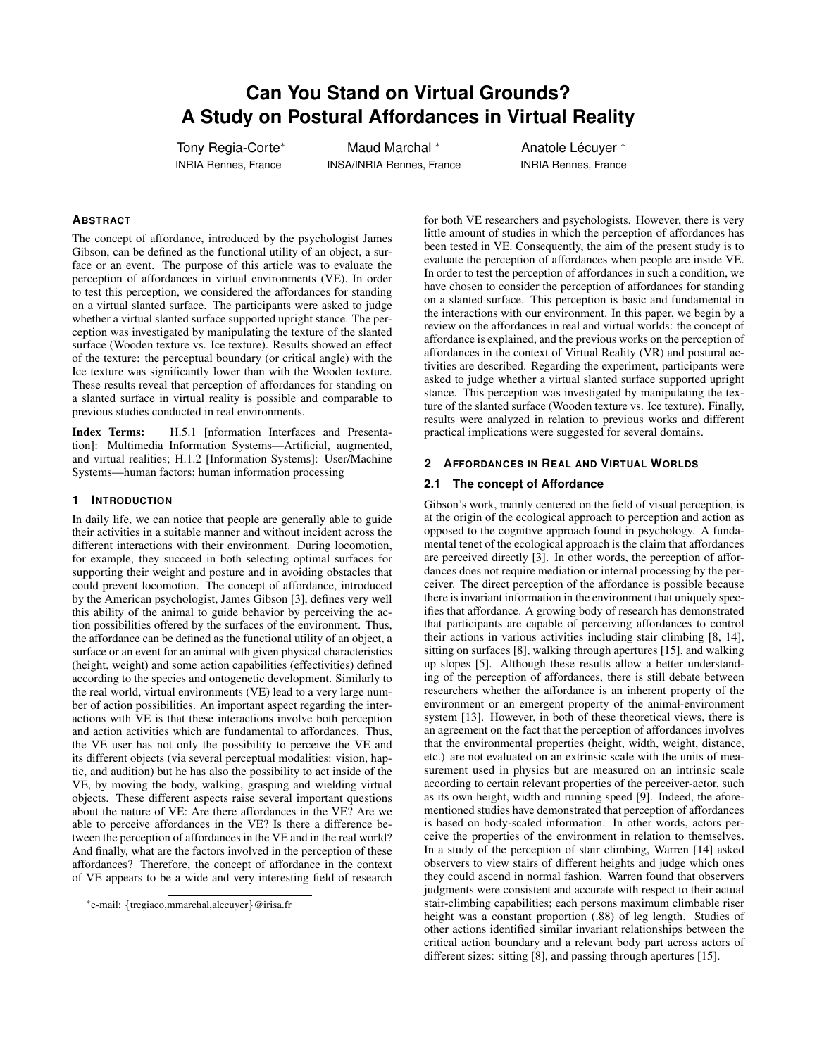# Can You Stand on Virtual Grounds? A Study on Postural Affordances in Virtual Reality

Tony Regia-Corte* — INRIA Rennes, France
Maud Marchal * — INSA/INRIA Rennes, France
Anatole Lécuyer * — INRIA Rennes, France

## Abstract

The concept of affordance, introduced by the psychologist James Gibson, can be defined as the functional utility of an object, a surface or an event. The purpose of this article was to evaluate the perception of affordances in virtual environments (VE). In order to test this perception, we considered the affordances for standing on a virtual slanted surface. The participants were asked to judge whether a virtual slanted surface supported upright stance. The perception was investigated by manipulating the texture of the slanted surface (Wooden texture vs. Ice texture). Results showed an effect of the texture: the perceptual boundary (or critical angle) with the Ice texture was significantly lower than with the Wooden texture. These results reveal that perception of affordances for standing on a slanted surface in virtual reality is possible and comparable to previous studies conducted in real environments.

**Index Terms:** H.5.1 [nformation Interfaces and Presentation]: Multimedia Information Systems—Artificial, augmented, and virtual realities; H.1.2 [Information Systems]: User/Machine Systems—human factors; human information processing

## 1 Introduction

In daily life, we can notice that people are generally able to guide their activities in a suitable manner and without incident across the different interactions with their environment. During locomotion, for example, they succeed in both selecting optimal surfaces for supporting their weight and posture and in avoiding obstacles that could prevent locomotion. The concept of affordance, introduced by the American psychologist, James Gibson [3], defines very well this ability of the animal to guide behavior by perceiving the action possibilities offered by the surfaces of the environment. Thus, the affordance can be defined as the functional utility of an object, a surface or an event for an animal with given physical characteristics (height, weight) and some action capabilities (effectivities) defined according to the species and ontogenetic development. Similarly to the real world, virtual environments (VE) lead to a very large number of action possibilities. An important aspect regarding the interactions with VE is that these interactions involve both perception and action activities which are fundamental to affordances. Thus, the VE user has not only the possibility to perceive the VE and its different objects (via several perceptual modalities: vision, haptic, and audition) but he has also the possibility to act inside of the VE, by moving the body, walking, grasping and wielding virtual objects. These different aspects raise several important questions about the nature of VE: Are there affordances in the VE? Are we able to perceive affordances in the VE? Is there a difference between the perception of affordances in the VE and in the real world? And finally, what are the factors involved in the perception of these affordances? Therefore, the concept of affordance in the context of VE appears to be a wide and very interesting field of research for both VE researchers and psychologists. However, there is very little amount of studies in which the perception of affordances has been tested in VE. Consequently, the aim of the present study is to evaluate the perception of affordances when people are inside VE. In order to test the perception of affordances in such a condition, we have chosen to consider the perception of affordances for standing on a slanted surface. This perception is basic and fundamental in the interactions with our environment. In this paper, we begin by a review on the affordances in real and virtual worlds: the concept of affordance is explained, and the previous works on the perception of affordances in the context of Virtual Reality (VR) and postural activities are described. Regarding the experiment, participants were asked to judge whether a virtual slanted surface supported upright stance. This perception was investigated by manipulating the texture of the slanted surface (Wooden texture vs. Ice texture). Finally, results were analyzed in relation to previous works and different practical implications were suggested for several domains.

*e-mail: {tregiaco,mmarchal,alecuyer}@irisa.fr

## 2 Affordances in Real and Virtual Worlds

### 2.1 The concept of Affordance

Gibson's work, mainly centered on the field of visual perception, is at the origin of the ecological approach to perception and action as opposed to the cognitive approach found in psychology. A fundamental tenet of the ecological approach is the claim that affordances are perceived directly [3]. In other words, the perception of affordances does not require mediation or internal processing by the perceiver. The direct perception of the affordance is possible because there is invariant information in the environment that uniquely specifies that affordance. A growing body of research has demonstrated that participants are capable of perceiving affordances to control their actions in various activities including stair climbing [8, 14], sitting on surfaces [8], walking through apertures [15], and walking up slopes [5]. Although these results allow a better understanding of the perception of affordances, there is still debate between researchers whether the affordance is an inherent property of the environment or an emergent property of the animal-environment system [13]. However, in both of these theoretical views, there is an agreement on the fact that the perception of affordances involves that the environmental properties (height, width, weight, distance, etc.) are not evaluated on an extrinsic scale with the units of measurement used in physics but are measured on an intrinsic scale according to certain relevant properties of the perceiver-actor, such as its own height, width and running speed [9]. Indeed, the aforementioned studies have demonstrated that perception of affordances is based on body-scaled information. In other words, actors perceive the properties of the environment in relation to themselves. In a study of the perception of stair climbing, Warren [14] asked observers to view stairs of different heights and judge which ones they could ascend in normal fashion. Warren found that observers judgments were consistent and accurate with respect to their actual stair-climbing capabilities; each persons maximum climbable riser height was a constant proportion (.88) of leg length. Studies of other actions identified similar invariant relationships between the critical action boundary and a relevant body part across actors of different sizes: sitting [8], and passing through apertures [15].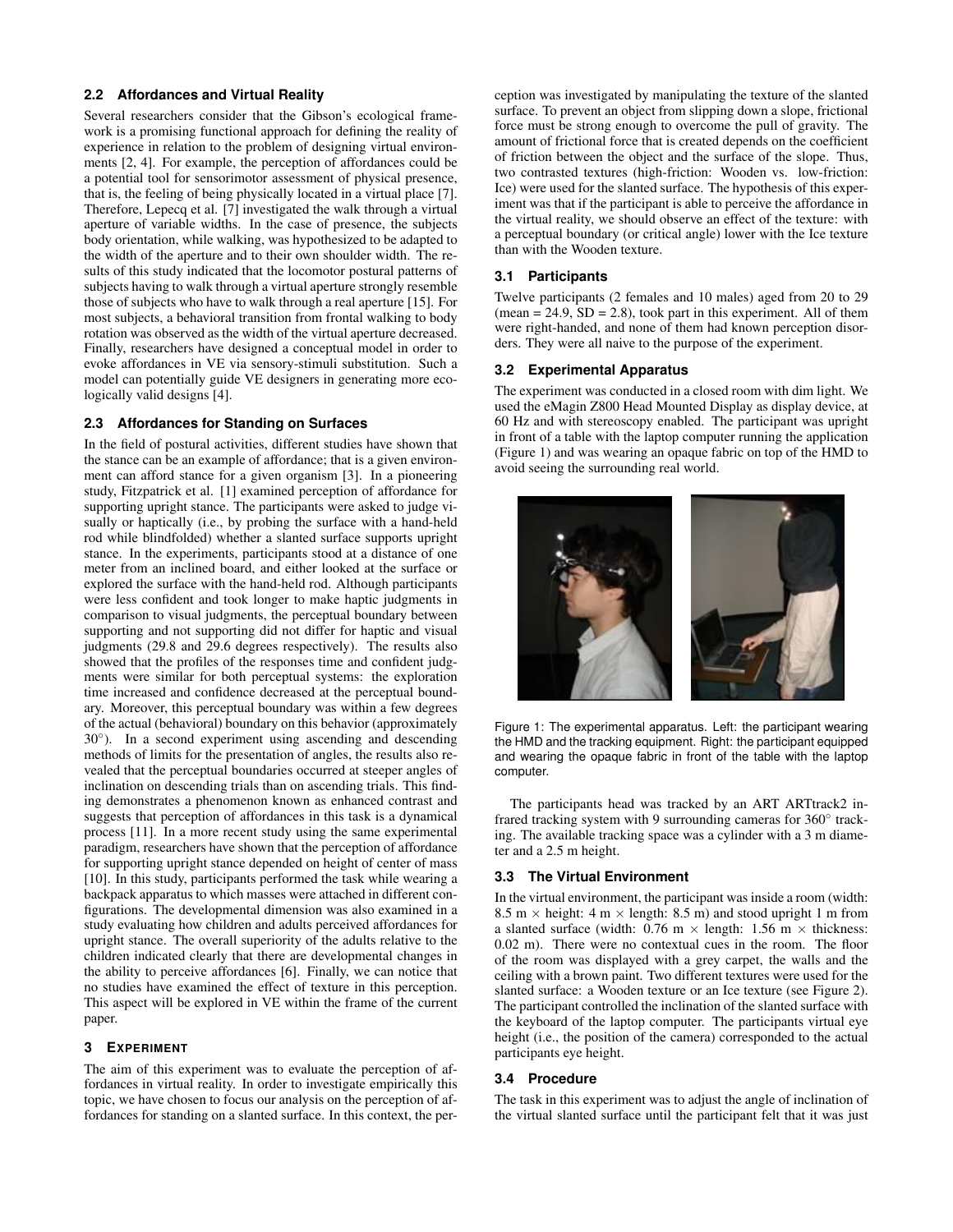### 2.2 Affordances and Virtual Reality

Several researchers consider that the Gibson's ecological framework is a promising functional approach for defining the reality of experience in relation to the problem of designing virtual environments [2, 4]. For example, the perception of affordances could be a potential tool for sensorimotor assessment of physical presence, that is, the feeling of being physically located in a virtual place [7]. Therefore, Lepecq et al. [7] investigated the walk through a virtual aperture of variable widths. In the case of presence, the subjects body orientation, while walking, was hypothesized to be adapted to the width of the aperture and to their own shoulder width. The results of this study indicated that the locomotor postural patterns of subjects having to walk through a virtual aperture strongly resemble those of subjects who have to walk through a real aperture [15]. For most subjects, a behavioral transition from frontal walking to body rotation was observed as the width of the virtual aperture decreased. Finally, researchers have designed a conceptual model in order to evoke affordances in VE via sensory-stimuli substitution. Such a model can potentially guide VE designers in generating more ecologically valid designs [4].

### 2.3 Affordances for Standing on Surfaces

In the field of postural activities, different studies have shown that the stance can be an example of affordance; that is a given environment can afford stance for a given organism [3]. In a pioneering study, Fitzpatrick et al. [1] examined perception of affordance for supporting upright stance. The participants were asked to judge visually or haptically (i.e., by probing the surface with a hand-held rod while blindfolded) whether a slanted surface supports upright stance. In the experiments, participants stood at a distance of one meter from an inclined board, and either looked at the surface or explored the surface with the hand-held rod. Although participants were less confident and took longer to make haptic judgments in comparison to visual judgments, the perceptual boundary between supporting and not supporting did not differ for haptic and visual judgments (29.8 and 29.6 degrees respectively). The results also showed that the profiles of the responses time and confident judgments were similar for both perceptual systems: the exploration time increased and confidence decreased at the perceptual boundary. Moreover, this perceptual boundary was within a few degrees of the actual (behavioral) boundary on this behavior (approximately 30°). In a second experiment using ascending and descending methods of limits for the presentation of angles, the results also revealed that the perceptual boundaries occurred at steeper angles of inclination on descending trials than on ascending trials. This finding demonstrates a phenomenon known as enhanced contrast and suggests that perception of affordances in this task is a dynamical process [11]. In a more recent study using the same experimental paradigm, researchers have shown that the perception of affordance for supporting upright stance depended on height of center of mass [10]. In this study, participants performed the task while wearing a backpack apparatus to which masses were attached in different configurations. The developmental dimension was also examined in a study evaluating how children and adults perceived affordances for upright stance. The overall superiority of the adults relative to the children indicated clearly that there are developmental changes in the ability to perceive affordances [6]. Finally, we can notice that no studies have examined the effect of texture in this perception. This aspect will be explored in VE within the frame of the current paper.

## 3 Experiment

The aim of this experiment was to evaluate the perception of affordances in virtual reality. In order to investigate empirically this topic, we have chosen to focus our analysis on the perception of affordances for standing on a slanted surface. In this context, the perception was investigated by manipulating the texture of the slanted surface. To prevent an object from slipping down a slope, frictional force must be strong enough to overcome the pull of gravity. The amount of frictional force that is created depends on the coefficient of friction between the object and the surface of the slope. Thus, two contrasted textures (high-friction: Wooden vs. low-friction: Ice) were used for the slanted surface. The hypothesis of this experiment was that if the participant is able to perceive the affordance in the virtual reality, we should observe an effect of the texture: with a perceptual boundary (or critical angle) lower with the Ice texture than with the Wooden texture.

### 3.1 Participants

Twelve participants (2 females and 10 males) aged from 20 to 29 (mean = 24.9, SD = 2.8), took part in this experiment. All of them were right-handed, and none of them had known perception disorders. They were all naive to the purpose of the experiment.

### 3.2 Experimental Apparatus

The experiment was conducted in a closed room with dim light. We used the eMagin Z800 Head Mounted Display as display device, at 60 Hz and with stereoscopy enabled. The participant was upright in front of a table with the laptop computer running the application (Figure 1) and was wearing an opaque fabric on top of the HMD to avoid seeing the surrounding real world.

Figure 1: The experimental apparatus. Left: the participant wearing the HMD and the tracking equipment. Right: the participant equipped and wearing the opaque fabric in front of the table with the laptop computer.

The participants head was tracked by an ART ARTtrack2 infrared tracking system with 9 surrounding cameras for 360° tracking. The available tracking space was a cylinder with a 3 m diameter and a 2.5 m height.

### 3.3 The Virtual Environment

In the virtual environment, the participant was inside a room (width: 8.5 m × height: 4 m × length: 8.5 m) and stood upright 1 m from a slanted surface (width: 0.76 m × length: 1.56 m × thickness: 0.02 m). There were no contextual cues in the room. The floor of the room was displayed with a grey carpet, the walls and the ceiling with a brown paint. Two different textures were used for the slanted surface: a Wooden texture or an Ice texture (see Figure 2). The participant controlled the inclination of the slanted surface with the keyboard of the laptop computer. The participants virtual eye height (i.e., the position of the camera) corresponded to the actual participants eye height.

### 3.4 Procedure

The task in this experiment was to adjust the angle of inclination of the virtual slanted surface until the participant felt that it was just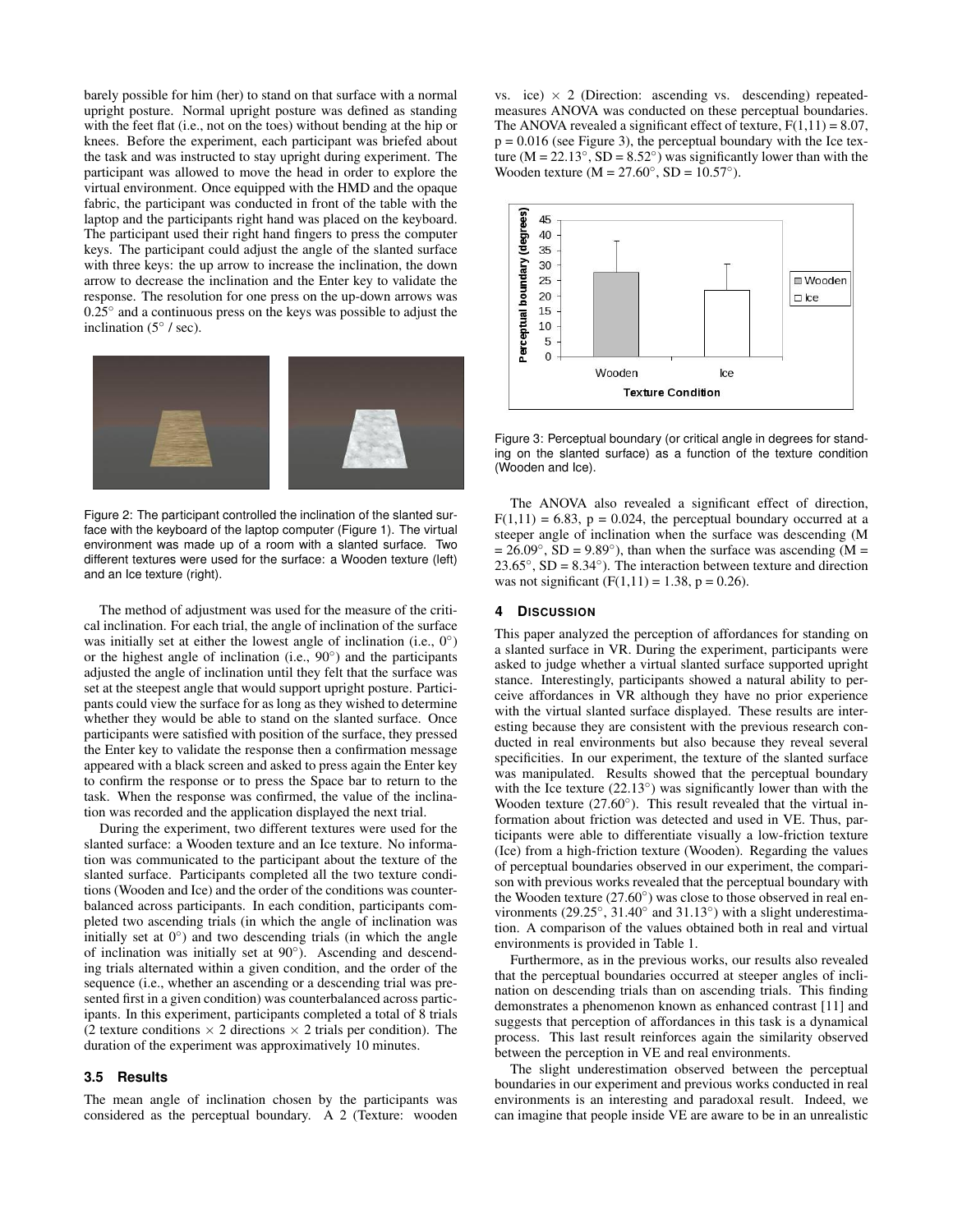barely possible for him (her) to stand on that surface with a normal upright posture. Normal upright posture was defined as standing with the feet flat (i.e., not on the toes) without bending at the hip or knees. Before the experiment, each participant was briefed about the task and was instructed to stay upright during experiment. The participant was allowed to move the head in order to explore the virtual environment. Once equipped with the HMD and the opaque fabric, the participant was conducted in front of the table with the laptop and the participants right hand was placed on the keyboard. The participant used their right hand fingers to press the computer keys. The participant could adjust the angle of the slanted surface with three keys: the up arrow to increase the inclination, the down arrow to decrease the inclination and the Enter key to validate the response. The resolution for one press on the up-down arrows was 0.25° and a continuous press on the keys was possible to adjust the inclination (5° / sec).

Figure 2: The participant controlled the inclination of the slanted surface with the keyboard of the laptop computer (Figure 1). The virtual environment was made up of a room with a slanted surface. Two different textures were used for the surface: a Wooden texture (left) and an Ice texture (right).

The method of adjustment was used for the measure of the critical inclination. For each trial, the angle of inclination of the surface was initially set at either the lowest angle of inclination (i.e., 0°) or the highest angle of inclination (i.e., 90°) and the participants adjusted the angle of inclination until they felt that the surface was set at the steepest angle that would support upright posture. Participants could view the surface for as long as they wished to determine whether they would be able to stand on the slanted surface. Once participants were satisfied with position of the surface, they pressed the Enter key to validate the response then a confirmation message appeared with a black screen and asked to press again the Enter key to confirm the response or to press the Space bar to return to the task. When the response was confirmed, the value of the inclination was recorded and the application displayed the next trial.

During the experiment, two different textures were used for the slanted surface: a Wooden texture and an Ice texture. No information was communicated to the participant about the texture of the slanted surface. Participants completed all the two texture conditions (Wooden and Ice) and the order of the conditions was counterbalanced across participants. In each condition, participants completed two ascending trials (in which the angle of inclination was initially set at 0°) and two descending trials (in which the angle of inclination was initially set at 90°). Ascending and descending trials alternated within a given condition, and the order of the sequence (i.e., whether an ascending or a descending trial was presented first in a given condition) was counterbalanced across participants. In this experiment, participants completed a total of 8 trials (2 texture conditions × 2 directions × 2 trials per condition). The duration of the experiment was approximatively 10 minutes.

### 3.5 Results

The mean angle of inclination chosen by the participants was considered as the perceptual boundary. A 2 (Texture: wooden vs. ice) × 2 (Direction: ascending vs. descending) repeated-measures ANOVA was conducted on these perceptual boundaries. The ANOVA revealed a significant effect of texture, $F(1,11) = 8.07$, $p = 0.016$ (see Figure 3), the perceptual boundary with the Ice texture (M = 22.13°, SD = 8.52°) was significantly lower than with the Wooden texture (M = 27.60°, SD = 10.57°).

Figure 3: Perceptual boundary (or critical angle in degrees for standing on the slanted surface) as a function of the texture condition (Wooden and Ice).

The ANOVA also revealed a significant effect of direction, $F(1,11) = 6.83$, $p = 0.024$, the perceptual boundary occurred at a steeper angle of inclination when the surface was descending (M = 26.09°, SD = 9.89°), than when the surface was ascending (M = 23.65°, SD = 8.34°). The interaction between texture and direction was not significant ($F(1,11) = 1.38$, $p = 0.26$).

## 4 Discussion

This paper analyzed the perception of affordances for standing on a slanted surface in VR. During the experiment, participants were asked to judge whether a virtual slanted surface supported upright stance. Interestingly, participants showed a natural ability to perceive affordances in VR although they have no prior experience with the virtual slanted surface displayed. These results are interesting because they are consistent with the previous research conducted in real environments but also because they reveal several specificities. In our experiment, the texture of the slanted surface was manipulated. Results showed that the perceptual boundary with the Ice texture (22.13°) was significantly lower than with the Wooden texture (27.60°). This result revealed that the virtual information about friction was detected and used in VE. Thus, participants were able to differentiate visually a low-friction texture (Ice) from a high-friction texture (Wooden). Regarding the values of perceptual boundaries observed in our experiment, the comparison with previous works revealed that the perceptual boundary with the Wooden texture (27.60°) was close to those observed in real environments (29.25°, 31.40° and 31.13°) with a slight underestimation. A comparison of the values obtained both in real and virtual environments is provided in Table 1.

Furthermore, as in the previous works, our results also revealed that the perceptual boundaries occurred at steeper angles of inclination on descending trials than on ascending trials. This finding demonstrates a phenomenon known as enhanced contrast [11] and suggests that perception of affordances in this task is a dynamical process. This last result reinforces again the similarity observed between the perception in VE and real environments.

The slight underestimation observed between the perceptual boundaries in our experiment and previous works conducted in real environments is an interesting and paradoxal result. Indeed, we can imagine that people inside VE are aware to be in an unrealistic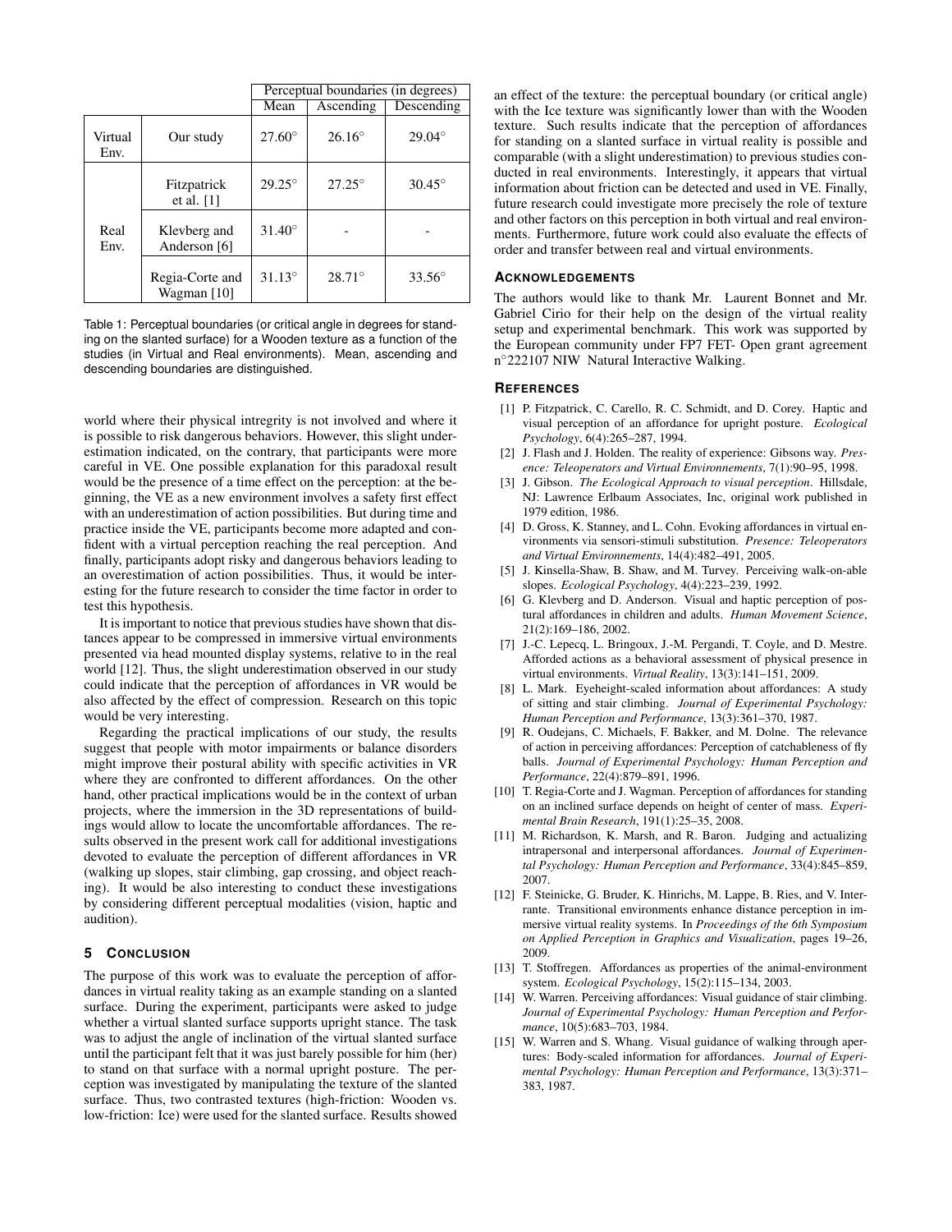| | | Perceptual boundaries (in degrees) | | |
|---|---|---|---|---|
| | | Mean | Ascending | Descending |
| Virtual Env. | Our study | 27.60° | 26.16° | 29.04° |
| Real Env. | Fitzpatrick et al. [1] | 29.25° | 27.25° | 30.45° |
| | Klevberg and Anderson [6] | 31.40° | - | - |
| | Regia-Corte and Wagman [10] | 31.13° | 28.71° | 33.56° |

Table 1: Perceptual boundaries (or critical angle in degrees for standing on the slanted surface) for a Wooden texture as a function of the studies (in Virtual and Real environments). Mean, ascending and descending boundaries are distinguished.

world where their physical intregrity is not involved and where it is possible to risk dangerous behaviors. However, this slight underestimation indicated, on the contrary, that participants were more careful in VE. One possible explanation for this paradoxal result would be the presence of a time effect on the perception: at the beginning, the VE as a new environment involves a safety first effect with an underestimation of action possibilities. But during time and practice inside the VE, participants become more adapted and confident with a virtual perception reaching the real perception. And finally, participants adopt risky and dangerous behaviors leading to an overestimation of action possibilities. Thus, it would be interesting for the future research to consider the time factor in order to test this hypothesis.

It is important to notice that previous studies have shown that distances appear to be compressed in immersive virtual environments presented via head mounted display systems, relative to in the real world [12]. Thus, the slight underestimation observed in our study could indicate that the perception of affordances in VR would be also affected by the effect of compression. Research on this topic would be very interesting.

Regarding the practical implications of our study, the results suggest that people with motor impairments or balance disorders might improve their postural ability with specific activities in VR where they are confronted to different affordances. On the other hand, other practical implications would be in the context of urban projects, where the immersion in the 3D representations of buildings would allow to locate the uncomfortable affordances. The results observed in the present work call for additional investigations devoted to evaluate the perception of different affordances in VR (walking up slopes, stair climbing, gap crossing, and object reaching). It would be also interesting to conduct these investigations by considering different perceptual modalities (vision, haptic and audition).

## 5 Conclusion

The purpose of this work was to evaluate the perception of affordances in virtual reality taking as an example standing on a slanted surface. During the experiment, participants were asked to judge whether a virtual slanted surface supports upright stance. The task was to adjust the angle of inclination of the virtual slanted surface until the participant felt that it was just barely possible for him (her) to stand on that surface with a normal upright posture. The perception was investigated by manipulating the texture of the slanted surface. Thus, two contrasted textures (high-friction: Wooden vs. low-friction: Ice) were used for the slanted surface. Results showed an effect of the texture: the perceptual boundary (or critical angle) with the Ice texture was significantly lower than with the Wooden texture. Such results indicate that the perception of affordances for standing on a slanted surface in virtual reality is possible and comparable (with a slight underestimation) to previous studies conducted in real environments. Interestingly, it appears that virtual information about friction can be detected and used in VE. Finally, future research could investigate more precisely the role of texture and other factors on this perception in both virtual and real environments. Furthermore, future work could also evaluate the effects of order and transfer between real and virtual environments.

## Acknowledgements

The authors would like to thank Mr. Laurent Bonnet and Mr. Gabriel Cirio for their help on the design of the virtual reality setup and experimental benchmark. This work was supported by the European community under FP7 FET- Open grant agreement n°222107 NIW Natural Interactive Walking.

## References

[1] P. Fitzpatrick, C. Carello, R. C. Schmidt, and D. Corey. Haptic and visual perception of an affordance for upright posture. *Ecological Psychology*, 6(4):265–287, 1994.

[2] J. Flash and J. Holden. The reality of experience: Gibsons way. *Presence: Teleoperators and Virtual Environnements*, 7(1):90–95, 1998.

[3] J. Gibson. *The Ecological Approach to visual perception*. Hillsdale, NJ: Lawrence Erlbaum Associates, Inc, original work published in 1979 edition, 1986.

[4] D. Gross, K. Stanney, and L. Cohn. Evoking affordances in virtual environments via sensori-stimuli substitution. *Presence: Teleoperators and Virtual Environnements*, 14(4):482–491, 2005.

[5] J. Kinsella-Shaw, B. Shaw, and M. Turvey. Perceiving walk-on-able slopes. *Ecological Psychology*, 4(4):223–239, 1992.

[6] G. Klevberg and D. Anderson. Visual and haptic perception of postural affordances in children and adults. *Human Movement Science*, 21(2):169–186, 2002.

[7] J.-C. Lepecq, L. Bringoux, J.-M. Pergandi, T. Coyle, and D. Mestre. Afforded actions as a behavioral assessment of physical presence in virtual environments. *Virtual Reality*, 13(3):141–151, 2009.

[8] L. Mark. Eyeheight-scaled information about affordances: A study of sitting and stair climbing. *Journal of Experimental Psychology: Human Perception and Performance*, 13(3):361–370, 1987.

[9] R. Oudejans, C. Michaels, F. Bakker, and M. Dolne. The relevance of action in perceiving affordances: Perception of catchableness of fly balls. *Journal of Experimental Psychology: Human Perception and Performance*, 22(4):879–891, 1996.

[10] T. Regia-Corte and J. Wagman. Perception of affordances for standing on an inclined surface depends on height of center of mass. *Experimental Brain Research*, 191(1):25–35, 2008.

[11] M. Richardson, K. Marsh, and R. Baron. Judging and actualizing intrapersonal and interpersonal affordances. *Journal of Experimental Psychology: Human Perception and Performance*, 33(4):845–859, 2007.

[12] F. Steinicke, G. Bruder, K. Hinrichs, M. Lappe, B. Ries, and V. Interrante. Transitional environments enhance distance perception in immersive virtual reality systems. In *Proceedings of the 6th Symposium on Applied Perception in Graphics and Visualization*, pages 19–26, 2009.

[13] T. Stoffregen. Affordances as properties of the animal-environment system. *Ecological Psychology*, 15(2):115–134, 2003.

[14] W. Warren. Perceiving affordances: Visual guidance of stair climbing. *Journal of Experimental Psychology: Human Perception and Performance*, 10(5):683–703, 1984.

[15] W. Warren and S. Whang. Visual guidance of walking through apertures: Body-scaled information for affordances. *Journal of Experimental Psychology: Human Perception and Performance*, 13(3):371–383, 1987.